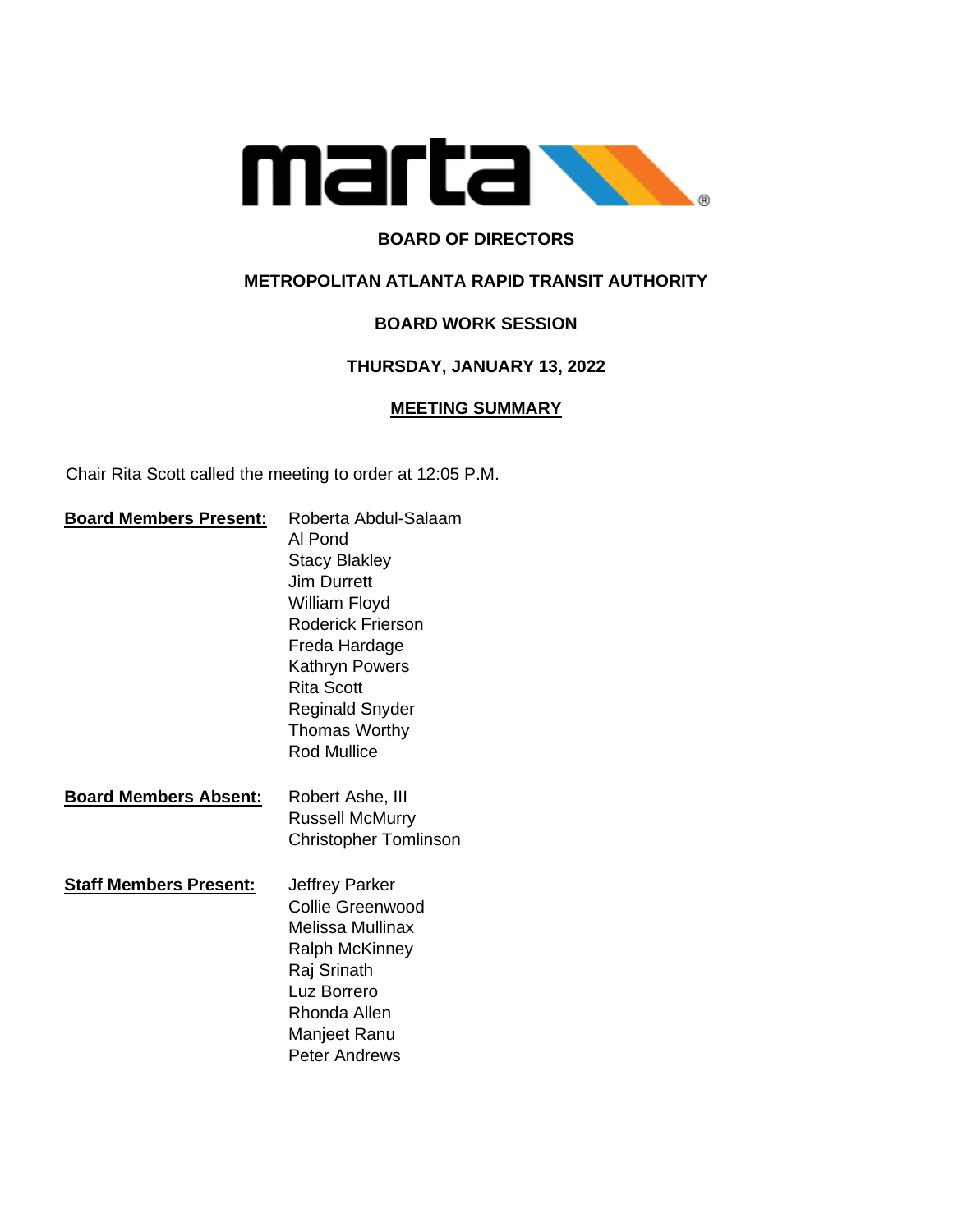**BOARD OF DIRECTORS**

**METROPOLITAN ATLANTA RAPID TRANSIT AUTHORITY**

**BOARD WORK SESSION**

**THURSDAY, JANUARY 13, 2022**

**MEETING SUMMARY**

Chair Rita Scott called the meeting to order at 12:05 P.M.

**Board Members Present:**
Roberta Abdul-Salaam
Al Pond
Stacy Blakley
Jim Durrett
William Floyd
Roderick Frierson
Freda Hardage
Kathryn Powers
Rita Scott
Reginald Snyder
Thomas Worthy
Rod Mullice

**Board Members Absent:**
Robert Ashe, III
Russell McMurry
Christopher Tomlinson

**Staff Members Present:**
Jeffrey Parker
Collie Greenwood
Melissa Mullinax
Ralph McKinney
Raj Srinath
Luz Borrero
Rhonda Allen
Manjeet Ranu
Peter Andrews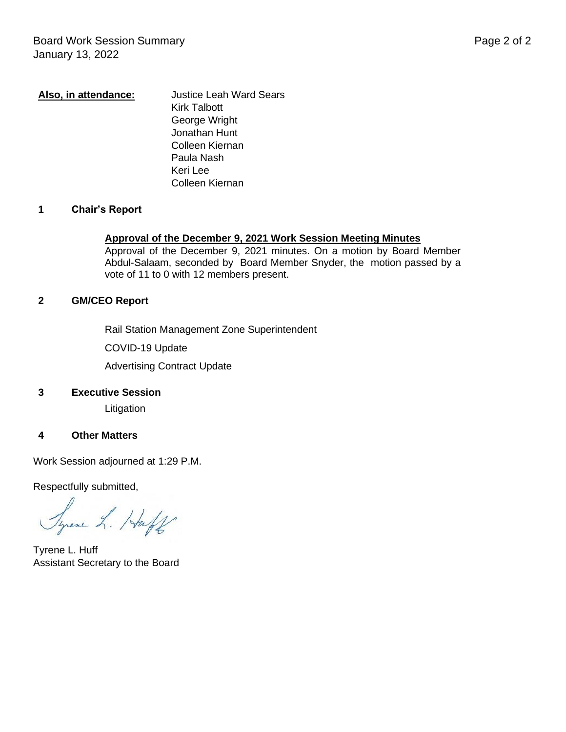**Also, in attendance:** Justice Leah Ward Sears
Kirk Talbott
George Wright
Jonathan Hunt
Colleen Kiernan
Paula Nash
Keri Lee
Colleen Kiernan

## 1 Chair's Report

**Approval of the December 9, 2021 Work Session Meeting Minutes**

Approval of the December 9, 2021 minutes. On a motion by Board Member Abdul-Salaam, seconded by Board Member Snyder, the motion passed by a vote of 11 to 0 with 12 members present.

## 2 GM/CEO Report

Rail Station Management Zone Superintendent

COVID-19 Update

Advertising Contract Update

## 3 Executive Session

Litigation

## 4 Other Matters

Work Session adjourned at 1:29 P.M.

Respectfully submitted,

Tyrene L. Huff
Assistant Secretary to the Board